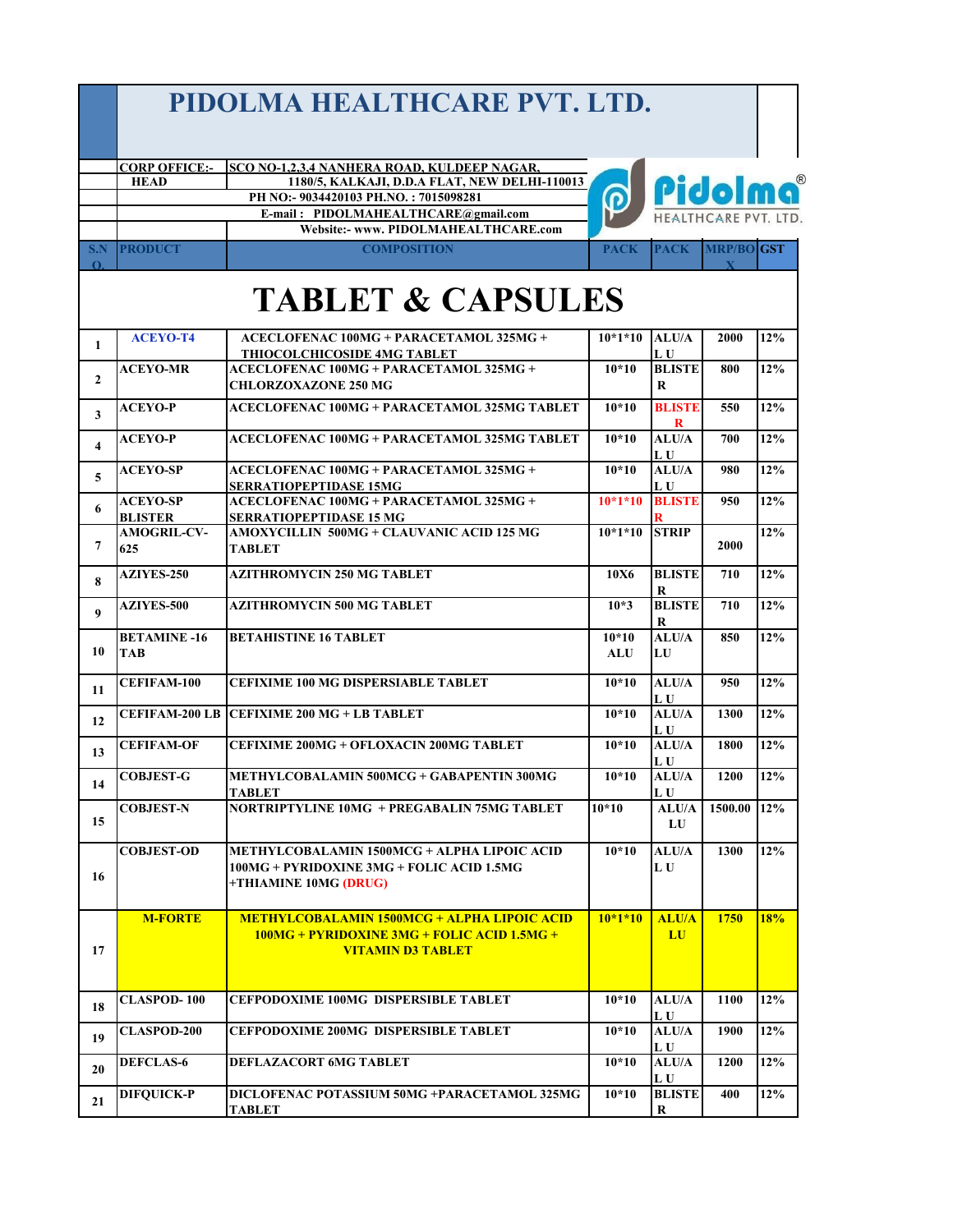# PIDOLMA HEALTHCARE PVT. LTD.

**CORP OFFICE:- HEAD** SCO NO-1,2,3,4 NANHERA ROAD, KULDEEP NAGAR, 1180/5, KALKAJI, D.D.A FLAT, NEW DELHI-110013

PH NO:- 9034420103 PH.NO. : 7015098281

E-mail : PIDOLMAHEALTHCARE@gmail.com

Website:- www. PIDOLMAHEALTHCARE.com

## TABLET & CAPSULES

| S.NO. | PRODUCT | COMPOSITION | PACK | PACK | MRP/BOX | GST |
|---|---|---|---|---|---|---|
| 1 | ACEYO-T4 | ACECLOFENAC 100MG + PARACETAMOL 325MG + THIOCOLCHICOSIDE 4MG TABLET | 10*1*10 | ALU/ALU | 2000 | 12% |
| 2 | ACEYO-MR | ACECLOFENAC 100MG + PARACETAMOL 325MG + CHLORZOXAZONE 250 MG | 10*10 | BLISTER | 800 | 12% |
| 3 | ACEYO-P | ACECLOFENAC 100MG + PARACETAMOL 325MG TABLET | 10*10 | BLISTER | 550 | 12% |
| 4 | ACEYO-P | ACECLOFENAC 100MG + PARACETAMOL 325MG TABLET | 10*10 | ALU/ALU | 700 | 12% |
| 5 | ACEYO-SP | ACECLOFENAC 100MG + PARACETAMOL 325MG + SERRATIOPEPTIDASE 15MG | 10*10 | ALU/ALU | 980 | 12% |
| 6 | ACEYO-SP BLISTER | ACECLOFENAC 100MG + PARACETAMOL 325MG + SERRATIOPEPTIDASE 15 MG | 10*1*10 | BLISTER | 950 | 12% |
| 7 | AMOGRIL-CV-625 | AMOXYCILLIN 500MG + CLAUVANIC ACID 125 MG TABLET | 10*1*10 | STRIP | 2000 | 12% |
| 8 | AZIYES-250 | AZITHROMYCIN 250 MG TABLET | 10X6 | BLISTER | 710 | 12% |
| 9 | AZIYES-500 | AZITHROMYCIN 500 MG TABLET | 10*3 | BLISTER | 710 | 12% |
| 10 | BETAMINE -16 TAB | BETAHISTINE 16 TABLET | 10*10 ALU | ALU/ALU | 850 | 12% |
| 11 | CEFIFAM-100 | CEFIXIME 100 MG DISPERSIABLE TABLET | 10*10 | ALU/ALU | 950 | 12% |
| 12 | CEFIFAM-200 LB | CEFIXIME 200 MG + LB TABLET | 10*10 | ALU/ALU | 1300 | 12% |
| 13 | CEFIFAM-OF | CEFIXIME 200MG + OFLOXACIN 200MG TABLET | 10*10 | ALU/ALU | 1800 | 12% |
| 14 | COBJEST-G | METHYLCOBALAMIN 500MCG + GABAPENTIN 300MG TABLET | 10*10 | ALU/ALU | 1200 | 12% |
| 15 | COBJEST-N | NORTRIPTYLINE 10MG + PREGABALIN 75MG TABLET | 10*10 | ALU/ALU | 1500.00 | 12% |
| 16 | COBJEST-OD | METHYLCOBALAMIN 1500MCG + ALPHA LIPOIC ACID 100MG + PYRIDOXINE 3MG + FOLIC ACID 1.5MG +THIAMINE 10MG (DRUG) | 10*10 | ALU/ALU | 1300 | 12% |
| 17 | M-FORTE | METHYLCOBALAMIN 1500MCG + ALPHA LIPOIC ACID 100MG + PYRIDOXINE 3MG + FOLIC ACID 1.5MG + VITAMIN D3 TABLET | 10*1*10 | ALU/ALU | 1750 | 18% |
| 18 | CLASPOD- 100 | CEFPODOXIME 100MG DISPERSIBLE TABLET | 10*10 | ALU/ALU | 1100 | 12% |
| 19 | CLASPOD-200 | CEFPODOXIME 200MG DISPERSIBLE TABLET | 10*10 | ALU/ALU | 1900 | 12% |
| 20 | DEFCLAS-6 | DEFLAZACORT 6MG TABLET | 10*10 | ALU/ALU | 1200 | 12% |
| 21 | DIFQUICK-P | DICLOFENAC POTASSIUM 50MG +PARACETAMOL 325MG TABLET | 10*10 | BLISTER | 400 | 12% |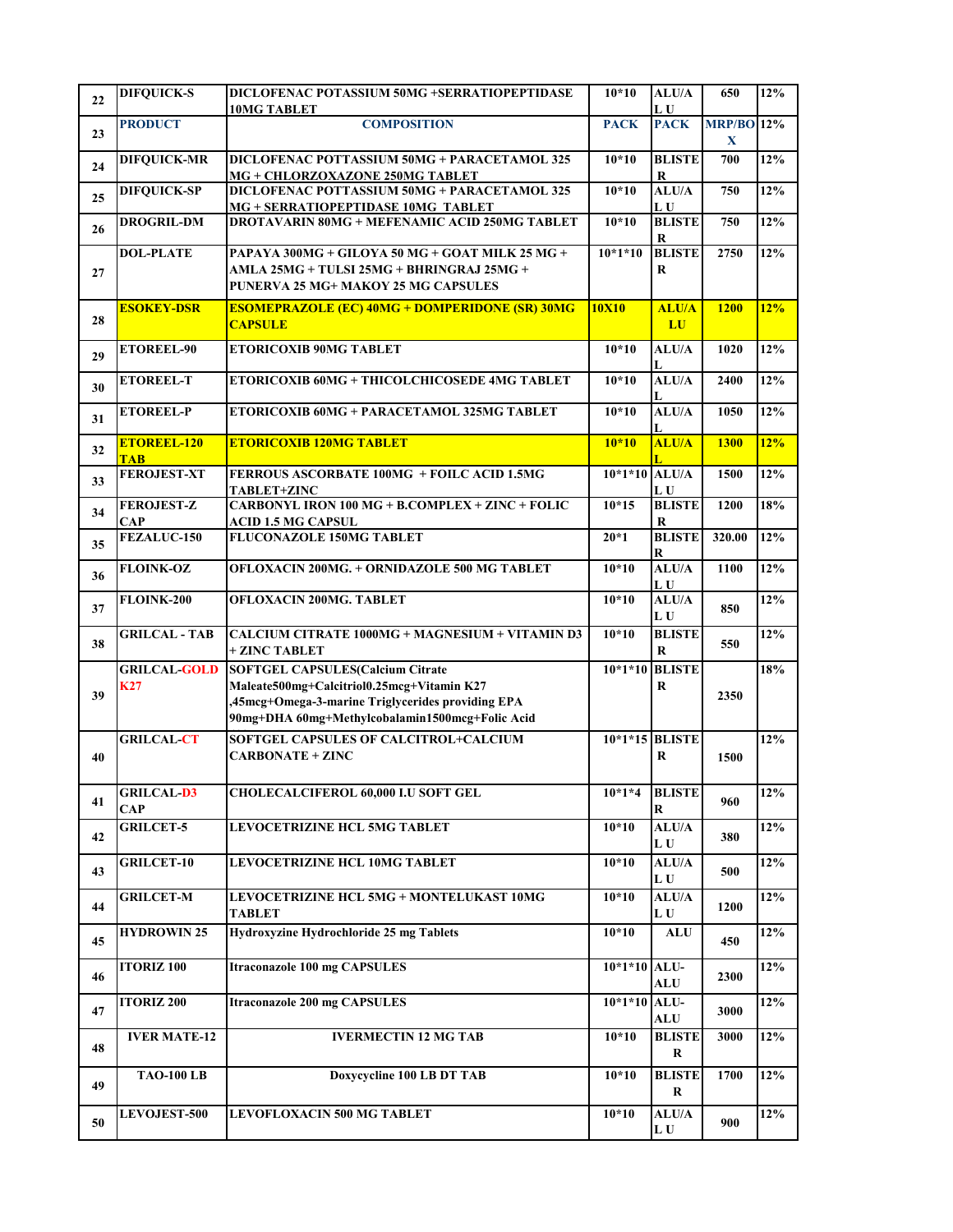| 22 | DIFQUICK-S | DICLOFENAC POTASSIUM 50MG +SERRATIOPEPTIDASE 10MG TABLET | 10*10 | ALU/A L U | 650 | 12% |
|---|---|---|---|---|---|---|
| 23 | PRODUCT | COMPOSITION | PACK | PACK | MRP/BOX | 12% |
| 24 | DIFQUICK-MR | DICLOFENAC POTTASSIUM 50MG + PARACETAMOL 325 MG + CHLORZOXAZONE 250MG TABLET | 10*10 | BLISTER | 700 | 12% |
| 25 | DIFQUICK-SP | DICLOFENAC POTASSIUM 50MG + PARACETAMOL 325 MG + SERRATIOPEPTIDASE 10MG TABLET | 10*10 | ALU/A L U | 750 | 12% |
| 26 | DROGRIL-DM | DROTAVARIN 80MG + MEFENAMIC ACID 250MG TABLET | 10*10 | BLISTER | 750 | 12% |
| 27 | DOL-PLATE | PAPAYA 300MG + GILOYA 50 MG + GOAT MILK 25 MG + AMLA 25MG + TULSI 25MG + BHRINGRAJ 25MG + PUNERVA 25 MG+ MAKOY 25 MG CAPSULES | 10*1*10 | BLISTER | 2750 | 12% |
| 28 | ESOKEY-DSR | ESOMEPRAZOLE (EC) 40MG + DOMPERIDONE (SR) 30MG CAPSULE | 10X10 | ALU/A LU | 1200 | 12% |
| 29 | ETOREEL-90 | ETORICOXIB 90MG TABLET | 10*10 | ALU/A L | 1020 | 12% |
| 30 | ETOREEL-T | ETORICOXIB 60MG + THICOLCHICOSEDE 4MG TABLET | 10*10 | ALU/A L | 2400 | 12% |
| 31 | ETOREEL-P | ETORICOXIB 60MG + PARACETAMOL 325MG TABLET | 10*10 | ALU/A L | 1050 | 12% |
| 32 | ETOREEL-120 TAB | ETORICOXIB 120MG TABLET | 10*10 | ALU/A L | 1300 | 12% |
| 33 | FEROJEST-XT | FERROUS ASCORBATE 100MG + FOILC ACID 1.5MG TABLET+ZINC | 10*1*10 | ALU/A L U | 1500 | 12% |
| 34 | FEROJEST-Z CAP | CARBONYL IRON 100 MG + B.COMPLEX + ZINC + FOLIC ACID 1.5 MG CAPSUL | 10*15 | BLISTER | 1200 | 18% |
| 35 | FEZALUC-150 | FLUCONAZOLE 150MG TABLET | 20*1 | BLISTER | 320.00 | 12% |
| 36 | FLOINK-OZ | OFLOXACIN 200MG. + ORNIDAZOLE 500 MG TABLET | 10*10 | ALU/A L U | 1100 | 12% |
| 37 | FLOINK-200 | OFLOXACIN 200MG. TABLET | 10*10 | ALU/A L U | 850 | 12% |
| 38 | GRILCAL - TAB | CALCIUM CITRATE 1000MG + MAGNESIUM + VITAMIN D3 + ZINC TABLET | 10*10 | BLISTER | 550 | 12% |
| 39 | GRILCAL-GOLD K27 | SOFTGEL CAPSULES(Calcium Citrate Maleate500mg+Calcitriol0.25mcg+Vitamin K27 ,45mcg+Omega-3-marine Triglycerides providing EPA 90mg+DHA 60mg+Methylcobalamin1500mcg+Folic Acid | 10*1*10 | BLISTER | 2350 | 18% |
| 40 | GRILCAL-CT | SOFTGEL CAPSULES OF CALCITROL+CALCIUM CARBONATE + ZINC | 10*1*15 | BLISTER | 1500 | 12% |
| 41 | GRILCAL-D3 CAP | CHOLECALCIFEROL 60,000 I.U SOFT GEL | 10*1*4 | BLISTER | 960 | 12% |
| 42 | GRILCET-5 | LEVOCETRIZINE HCL 5MG TABLET | 10*10 | ALU/A L U | 380 | 12% |
| 43 | GRILCET-10 | LEVOCETRIZINE HCL 10MG TABLET | 10*10 | ALU/A L U | 500 | 12% |
| 44 | GRILCET-M | LEVOCETRIZINE HCL 5MG + MONTELUKAST 10MG TABLET | 10*10 | ALU/A L U | 1200 | 12% |
| 45 | HYDROWIN 25 | Hydroxyzine Hydrochloride 25 mg Tablets | 10*10 | ALU | 450 | 12% |
| 46 | ITORIZ 100 | Itraconazole 100 mg CAPSULES | 10*1*10 | ALU-ALU | 2300 | 12% |
| 47 | ITORIZ 200 | Itraconazole 200 mg CAPSULES | 10*1*10 | ALU-ALU | 3000 | 12% |
| 48 | IVER MATE-12 | IVERMECTIN 12 MG TAB | 10*10 | BLISTER | 3000 | 12% |
| 49 | TAO-100 LB | Doxycycline 100 LB DT TAB | 10*10 | BLISTER | 1700 | 12% |
| 50 | LEVOJEST-500 | LEVOFLOXACIN 500 MG TABLET | 10*10 | ALU/A L U | 900 | 12% |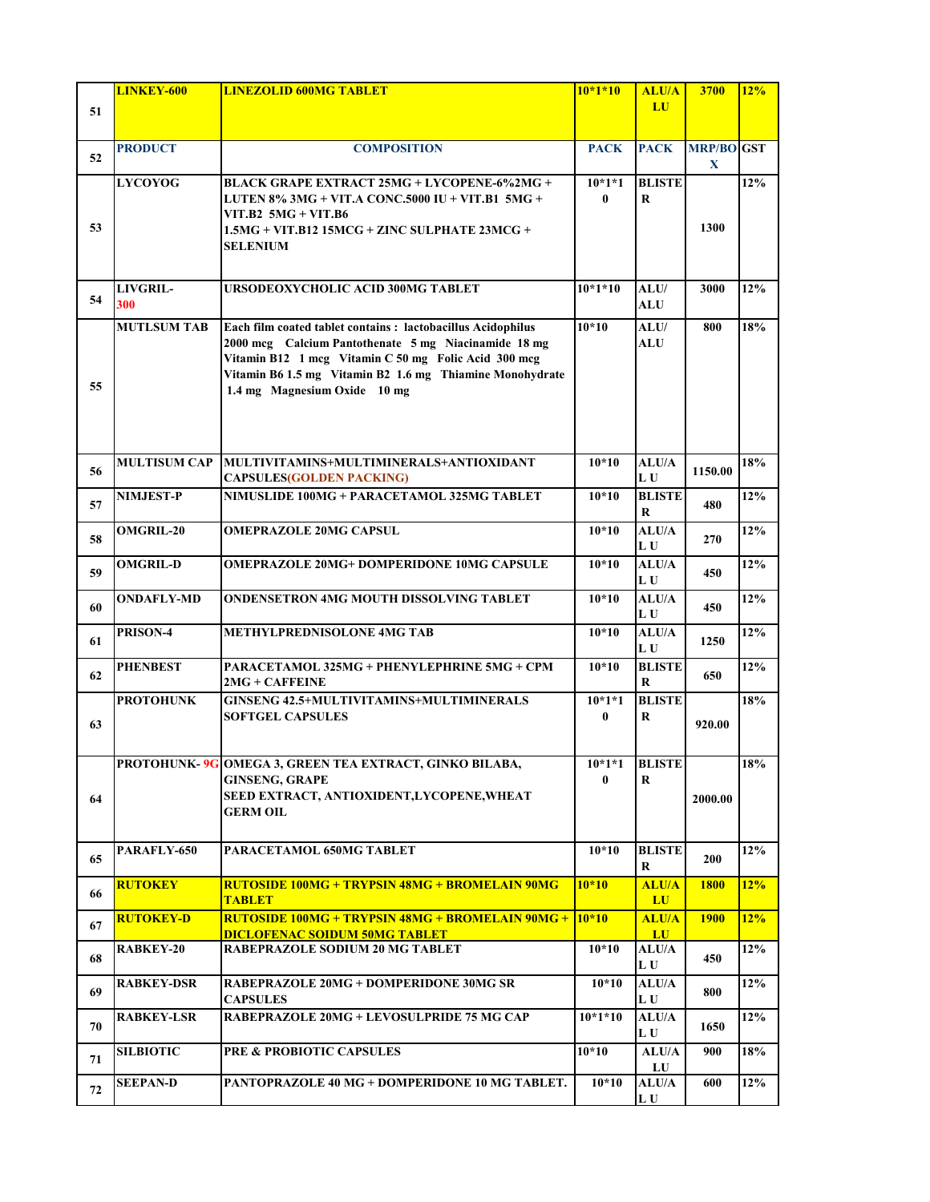| 51 | LINKEY-600 | LINEZOLID 600MG TABLET | 10*1*10 | ALU/ALU | 3700 | 12% |
|---|---|---|---|---|---|---|
| 52 | PRODUCT | COMPOSITION | PACK | PACK | MRP/BOX | GST |
| 53 | LYCOYOG | BLACK GRAPE EXTRACT 25MG + LYCOPENE-6%2MG + LUTEN 8% 3MG + VIT.A CONC.5000 IU + VIT.B1 5MG + VIT.B2 5MG + VIT.B6 1.5MG + VIT.B12 15MCG + ZINC SULPHATE 23MCG + SELENIUM | 10*1*10 | BLISTER | 1300 | 12% |
| 54 | LIVGRIL-300 | URSODEOXYCHOLIC ACID 300MG TABLET | 10*1*10 | ALU/ALU | 3000 | 12% |
| 55 | MUTLSUM TAB | Each film coated tablet contains : lactobacillus Acidophilus 2000 mcg Calcium Pantothenate 5 mg Niacinamide 18 mg Vitamin B12 1 mcg Vitamin C 50 mg Folic Acid 300 mcg Vitamin B6 1.5 mg Vitamin B2 1.6 mg Thiamine Monohydrate 1.4 mg Magnesium Oxide 10 mg | 10*10 | ALU/ALU | 800 | 18% |
| 56 | MULTISUM CAP | MULTIVITAMINS+MULTIMINERALS+ANTIOXIDANT CAPSULES(GOLDEN PACKING) | 10*10 | ALU/ALU | 1150.00 | 18% |
| 57 | NIMJEST-P | NIMUSLIDE 100MG + PARACETAMOL 325MG TABLET | 10*10 | BLISTER | 480 | 12% |
| 58 | OMGRIL-20 | OMEPRAZOLE 20MG CAPSUL | 10*10 | ALU/ALU | 270 | 12% |
| 59 | OMGRIL-D | OMEPRAZOLE 20MG+ DOMPERIDONE 10MG CAPSULE | 10*10 | ALU/ALU | 450 | 12% |
| 60 | ONDAFLY-MD | ONDENSETRON 4MG MOUTH DISSOLVING TABLET | 10*10 | ALU/ALU | 450 | 12% |
| 61 | PRISON-4 | METHYLPREDNISOLONE 4MG TAB | 10*10 | ALU/ALU | 1250 | 12% |
| 62 | PHENBEST | PARACETAMOL 325MG + PHENYLEPHRINE 5MG + CPM 2MG + CAFFEINE | 10*10 | BLISTER | 650 | 12% |
| 63 | PROTOHUNK | GINSENG 42.5+MULTIVITAMINS+MULTIMINERALS SOFTGEL CAPSULES | 10*1*10 | BLISTER | 920.00 | 18% |
| 64 | PROTOHUNK- 9G | OMEGA 3, GREEN TEA EXTRACT, GINKO BILABA, GINSENG, GRAPE SEED EXTRACT, ANTIOXIDENT,LYCOPENE,WHEAT GERM OIL | 10*1*10 | BLISTER | 2000.00 | 18% |
| 65 | PARAFLY-650 | PARACETAMOL 650MG TABLET | 10*10 | BLISTER | 200 | 12% |
| 66 | RUTOKEY | RUTOSIDE 100MG + TRYPSIN 48MG + BROMELAIN 90MG TABLET | 10*10 | ALU/ALU | 1800 | 12% |
| 67 | RUTOKEY-D | RUTOSIDE 100MG + TRYPSIN 48MG + BROMELAIN 90MG + DICLOFENAC SOIDUM 50MG TABLET | 10*10 | ALU/ALU | 1900 | 12% |
| 68 | RABKEY-20 | RABEPRAZOLE SODIUM 20 MG TABLET | 10*10 | ALU/ALU | 450 | 12% |
| 69 | RABKEY-DSR | RABEPRAZOLE 20MG + DOMPERIDONE 30MG SR CAPSULES | 10*10 | ALU/ALU | 800 | 12% |
| 70 | RABKEY-LSR | RABEPRAZOLE 20MG + LEVOSULPRIDE 75 MG CAP | 10*1*10 | ALU/ALU | 1650 | 12% |
| 71 | SILBIOTIC | PRE & PROBIOTIC CAPSULES | 10*10 | ALU/ALU | 900 | 18% |
| 72 | SEEPAN-D | PANTOPRAZOLE 40 MG + DOMPERIDONE 10 MG TABLET. | 10*10 | ALU/ALU | 600 | 12% |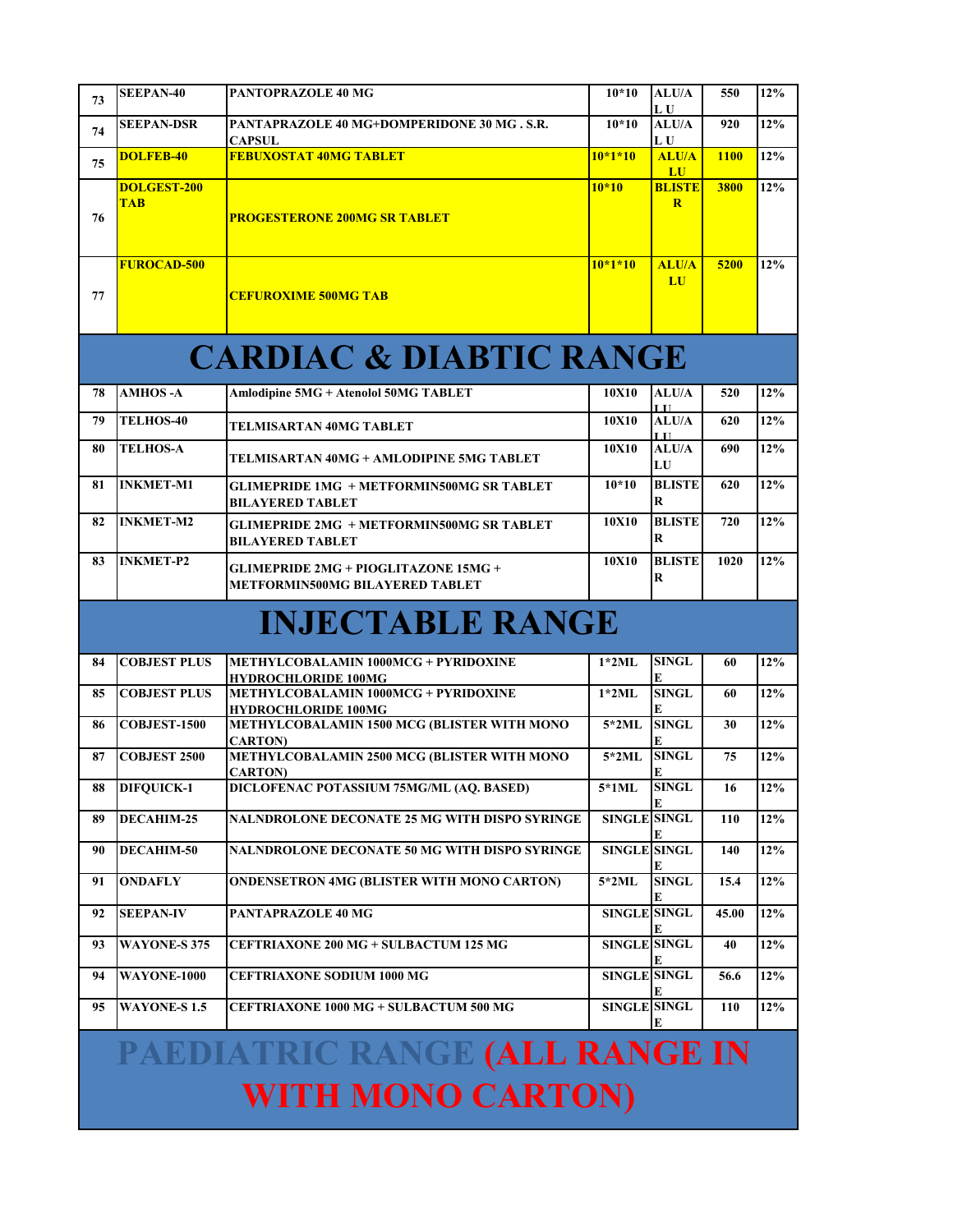| 73 | SEEPAN-40 | PANTOPRAZOLE 40 MG | 10*10 | ALU/ALU | 550 | 12% |
|---|---|---|---|---|---|---|
| 74 | SEEPAN-DSR | PANTAPRAZOLE 40 MG+DOMPERIDONE 30 MG . S.R. CAPSUL | 10*10 | ALU/ALU | 920 | 12% |
| 75 | DOLFEB-40 | FEBUXOSTAT 40MG TABLET | 10*1*10 | ALU/ALU | 1100 | 12% |
| 76 | DOLGEST-200 TAB | PROGESTERONE 200MG SR TABLET | 10*10 | BLISTER | 3800 | 12% |
| 77 | FUROCAD-500 | CEFUROXIME 500MG TAB | 10*1*10 | ALU/ALU | 5200 | 12% |

# CARDIAC & DIABTIC RANGE

| 78 | AMHOS -A | Amlodipine 5MG + Atenolol 50MG TABLET | 10X10 | ALU/ALU | 520 | 12% |
|---|---|---|---|---|---|---|
| 79 | TELHOS-40 | TELMISARTAN 40MG TABLET | 10X10 | ALU/ALU | 620 | 12% |
| 80 | TELHOS-A | TELMISARTAN 40MG + AMLODIPINE 5MG TABLET | 10X10 | ALU/ALU | 690 | 12% |
| 81 | INKMET-M1 | GLIMEPRIDE 1MG + METFORMIN500MG SR TABLET BILAYERED TABLET | 10*10 | BLISTER | 620 | 12% |
| 82 | INKMET-M2 | GLIMEPRIDE 2MG + METFORMIN500MG SR TABLET BILAYERED TABLET | 10X10 | BLISTER | 720 | 12% |
| 83 | INKMET-P2 | GLIMEPRIDE 2MG + PIOGLITAZONE 15MG + METFORMIN500MG BILAYERED TABLET | 10X10 | BLISTER | 1020 | 12% |

# INJECTABLE RANGE

| 84 | COBJEST PLUS | METHYLCOBALAMIN 1000MCG + PYRIDOXINE HYDROCHLORIDE 100MG | 1*2ML | SINGLE | 60 | 12% |
|---|---|---|---|---|---|---|
| 85 | COBJEST PLUS | METHYLCOBALAMIN 1000MCG + PYRIDOXINE HYDROCHLORIDE 100MG | 1*2ML | SINGLE | 60 | 12% |
| 86 | COBJEST-1500 | METHYLCOBALAMIN 1500 MCG (BLISTER WITH MONO CARTON) | 5*2ML | SINGLE | 30 | 12% |
| 87 | COBJEST 2500 | METHYLCOBALAMIN 2500 MCG (BLISTER WITH MONO CARTON) | 5*2ML | SINGLE | 75 | 12% |
| 88 | DIFQUICK-1 | DICLOFENAC POTASSIUM 75MG/ML (AQ. BASED) | 5*1ML | SINGLE | 16 | 12% |
| 89 | DECAHIM-25 | NALNDROLONE DECONATE 25 MG WITH DISPO SYRINGE | SINGLE | SINGLE | 110 | 12% |
| 90 | DECAHIM-50 | NALNDROLONE DECONATE 50 MG WITH DISPO SYRINGE | SINGLE | SINGLE | 140 | 12% |
| 91 | ONDAFLY | ONDENSETRON 4MG (BLISTER WITH MONO CARTON) | 5*2ML | SINGLE | 15.4 | 12% |
| 92 | SEEPAN-IV | PANTAPRAZOLE 40 MG | SINGLE | SINGLE | 45.00 | 12% |
| 93 | WAYONE-S 375 | CEFTRIAXONE 200 MG + SULBACTUM 125 MG | SINGLE | SINGLE | 40 | 12% |
| 94 | WAYONE-1000 | CEFTRIAXONE SODIUM 1000 MG | SINGLE | SINGLE | 56.6 | 12% |
| 95 | WAYONE-S 1.5 | CEFTRIAXONE 1000 MG + SULBACTUM 500 MG | SINGLE | SINGLE | 110 | 12% |

# PAEDIATRIC RANGE (ALL RANGE IN WITH MONO CARTON)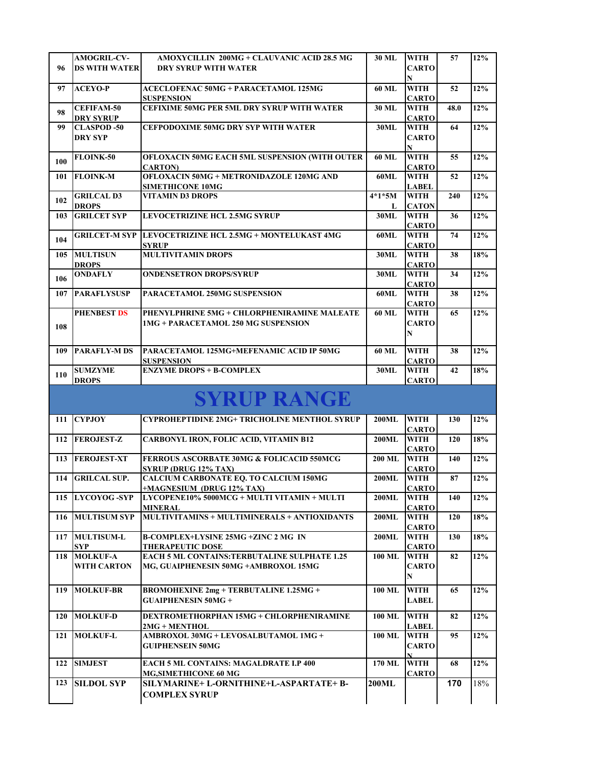| 96 | AMOGRIL-CV-DS WITH WATER | AMOXYCILLIN 200MG + CLAUVANIC ACID 28.5 MG DRY SYRUP WITH WATER | 30 ML | WITH CARTON | 57 | 12% |
|---|---|---|---|---|---|---|
| 97 | ACEYO-P | ACECLOFENAC 50MG + PARACETAMOL 125MG SUSPENSION | 60 ML | WITH CARTO | 52 | 12% |
| 98 | CEFIFAM-50 DRY SYRUP | CEFIXIME 50MG PER 5ML DRY SYRUP WITH WATER | 30 ML | WITH CARTO | 48.0 | 12% |
| 99 | CLASPOD -50 DRY SYP | CEFPODOXIME 50MG DRY SYP WITH WATER | 30ML | WITH CARTON | 64 | 12% |
| 100 | FLOINK-50 | OFLOXACIN 50MG EACH 5ML SUSPENSION (WITH OUTER CARTON) | 60 ML | WITH CARTO | 55 | 12% |
| 101 | FLOINK-M | OFLOXACIN 50MG + METRONIDAZOLE 120MG AND SIMETHICONE 10MG | 60ML | WITH LABEL | 52 | 12% |
| 102 | GRILCAL D3 DROPS | VITAMIN D3 DROPS | 4*1*5ML | WITH CATON | 240 | 12% |
| 103 | GRILCET SYP | LEVOCETRIZINE HCL 2.5MG SYRUP | 30ML | WITH CARTO | 36 | 12% |
| 104 | GRILCET-M SYP | LEVOCETRIZINE HCL 2.5MG + MONTELUKAST 4MG SYRUP | 60ML | WITH CARTO | 74 | 12% |
| 105 | MULTISUN DROPS | MULTIVITAMIN DROPS | 30ML | WITH CARTO | 38 | 18% |
| 106 | ONDAFLY | ONDENSETRON DROPS/SYRUP | 30ML | WITH CARTO | 34 | 12% |
| 107 | PARAFLYSUSP | PARACETAMOL 250MG SUSPENSION | 60ML | WITH CARTO | 38 | 12% |
| 108 | PHENBEST DS | PHENYLPHRINE 5MG + CHLORPHENIRAMINE MALEATE 1MG + PARACETAMOL 250 MG SUSPENSION | 60 ML | WITH CARTON | 65 | 12% |
| 109 | PARAFLY-M DS | PARACETAMOL 125MG+MEFENAMIC ACID IP 50MG SUSPENSION | 60 ML | WITH CARTO | 38 | 12% |
| 110 | SUMZYME DROPS | ENZYME DROPS + B-COMPLEX | 30ML | WITH CARTO | 42 | 18% |
| **SYRUP RANGE** | | | | | | |
| 111 | CYPJOY | CYPROHEPTIDINE 2MG+ TRICHOLINE MENTHOL SYRUP | 200ML | WITH CARTO | 130 | 12% |
| 112 | FEROJEST-Z | CARBONYL IRON, FOLIC ACID, VITAMIN B12 | 200ML | WITH CARTO | 120 | 18% |
| 113 | FEROJEST-XT | FERROUS ASCORBATE 30MG & FOLICACID 550MCG SYRUP (DRUG 12% TAX) | 200 ML | WITH CARTO | 140 | 12% |
| 114 | GRILCAL SUP. | CALCIUM CARBONATE EQ. TO CALCIUM 150MG +MAGNESIUM (DRUG 12% TAX) | 200ML | WITH CARTO | 87 | 12% |
| 115 | LYCOYOG -SYP | LYCOPENE10% 5000MCG + MULTI VITAMIN + MULTI MINERAL | 200ML | WITH CARTO | 140 | 12% |
| 116 | MULTISUM SYP | MULTIVITAMINS + MULTIMINERALS + ANTIOXIDANTS | 200ML | WITH CARTO | 120 | 18% |
| 117 | MULTISUM-L SYP | B-COMPLEX+LYSINE 25MG +ZINC 2 MG IN THERAPEUTIC DOSE | 200ML | WITH CARTO | 130 | 18% |
| 118 | MOLKUF-A WITH CARTON | EACH 5 ML CONTAINS:TERBUTALINE SULPHATE 1.25 MG, GUAIPHENESIN 50MG +AMBROXOL 15MG | 100 ML | WITH CARTON | 82 | 12% |
| 119 | MOLKUF-BR | BROMOHEXINE 2mg + TERBUTALINE 1.25MG + GUAIPHENESIN 50MG + | 100 ML | WITH LABEL | 65 | 12% |
| 120 | MOLKUF-D | DEXTROMETHORPHAN 15MG + CHLORPHENIRAMINE 2MG + MENTHOL | 100 ML | WITH LABEL | 82 | 12% |
| 121 | MOLKUF-L | AMBROXOL 30MG + LEVOSALBUTAMOL 1MG + GUIPHENSEIN 50MG | 100 ML | WITH CARTON | 95 | 12% |
| 122 | SIMJEST | EACH 5 ML CONTAINS: MAGALDRATE I.P 400 MG,SIMETHICONE 60 MG | 170 ML | WITH CARTO | 68 | 12% |
| 123 | SILDOL SYP | SILYMARINE+ L-ORNITHINE+L-ASPARTATE+ B-COMPLEX SYRUP | 200ML | | 170 | 18% |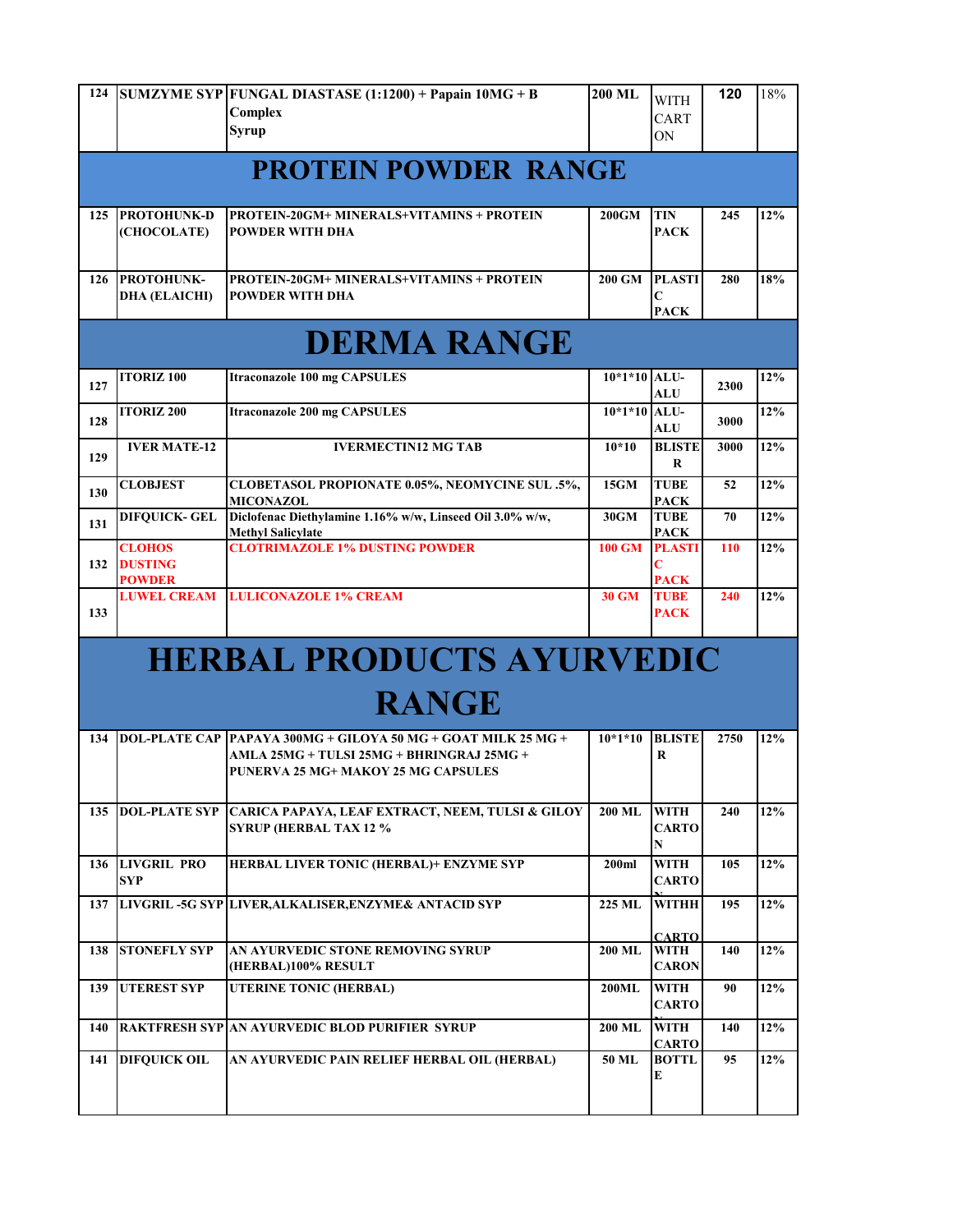| 124 | SUMZYME SYP | FUNGAL DIASTASE (1:1200) + Papain 10MG + B Complex Syrup | 200 ML | WITH CARTON | 120 | 18% |
|---|---|---|---|---|---|---|

# PROTEIN POWDER RANGE

| 125 | PROTOHUNK-D (CHOCOLATE) | PROTEIN-20GM+ MINERALS+VITAMINS + PROTEIN POWDER WITH DHA | 200GM | TIN PACK | 245 | 12% |
|---|---|---|---|---|---|---|
| 126 | PROTOHUNK-DHA (ELAICHI) | PROTEIN-20GM+ MINERALS+VITAMINS + PROTEIN POWDER WITH DHA | 200 GM | PLASTIC PACK | 280 | 18% |

# DERMA RANGE

| 127 | ITORIZ 100 | Itraconazole 100 mg CAPSULES | 10*1*10 | ALU-ALU | 2300 | 12% |
|---|---|---|---|---|---|---|
| 128 | ITORIZ 200 | Itraconazole 200 mg CAPSULES | 10*1*10 | ALU-ALU | 3000 | 12% |
| 129 | IVER MATE-12 | IVERMECTIN12 MG TAB | 10*10 | BLISTER | 3000 | 12% |
| 130 | CLOBJEST | CLOBETASOL PROPIONATE 0.05%, NEOMYCINE SUL .5%, MICONAZOL | 15GM | TUBE PACK | 52 | 12% |
| 131 | DIFQUICK- GEL | Diclofenac Diethylamine 1.16% w/w, Linseed Oil 3.0% w/w, Methyl Salicylate | 30GM | TUBE PACK | 70 | 12% |
| 132 | CLOHOS DUSTING POWDER | CLOTRIMAZOLE 1% DUSTING POWDER | 100 GM | PLASTIC PACK | 110 | 12% |
| 133 | LUWEL CREAM | LULICONAZOLE 1% CREAM | 30 GM | TUBE PACK | 240 | 12% |

# HERBAL PRODUCTS AYURVEDIC RANGE

| 134 | DOL-PLATE CAP | PAPAYA 300MG + GILOYA 50 MG + GOAT MILK 25 MG + AMLA 25MG + TULSI 25MG + BHRINGRAJ 25MG + PUNERVA 25 MG+ MAKOY 25 MG CAPSULES | 10*1*10 | BLISTER | 2750 | 12% |
|---|---|---|---|---|---|---|
| 135 | DOL-PLATE SYP | CARICA PAPAYA, LEAF EXTRACT, NEEM, TULSI & GILOY SYRUP (HERBAL TAX 12 % | 200 ML | WITH CARTON | 240 | 12% |
| 136 | LIVGRIL PRO SYP | HERBAL LIVER TONIC (HERBAL)+ ENZYME SYP | 200ml | WITH CARTON | 105 | 12% |
| 137 | LIVGRIL -5G SYP | LIVER,ALKALISER,ENZYME& ANTACID SYP | 225 ML | WITHH CARTO | 195 | 12% |
| 138 | STONEFLY SYP | AN AYURVEDIC STONE REMOVING SYRUP (HERBAL)100% RESULT | 200 ML | WITH CARON | 140 | 12% |
| 139 | UTEREST SYP | UTERINE TONIC (HERBAL) | 200ML | WITH CARTON | 90 | 12% |
| 140 | RAKTFRESH SYP | AN AYURVEDIC BLOD PURIFIER SYRUP | 200 ML | WITH CARTO | 140 | 12% |
| 141 | DIFQUICK OIL | AN AYURVEDIC PAIN RELIEF HERBAL OIL (HERBAL) | 50 ML | BOTTLE | 95 | 12% |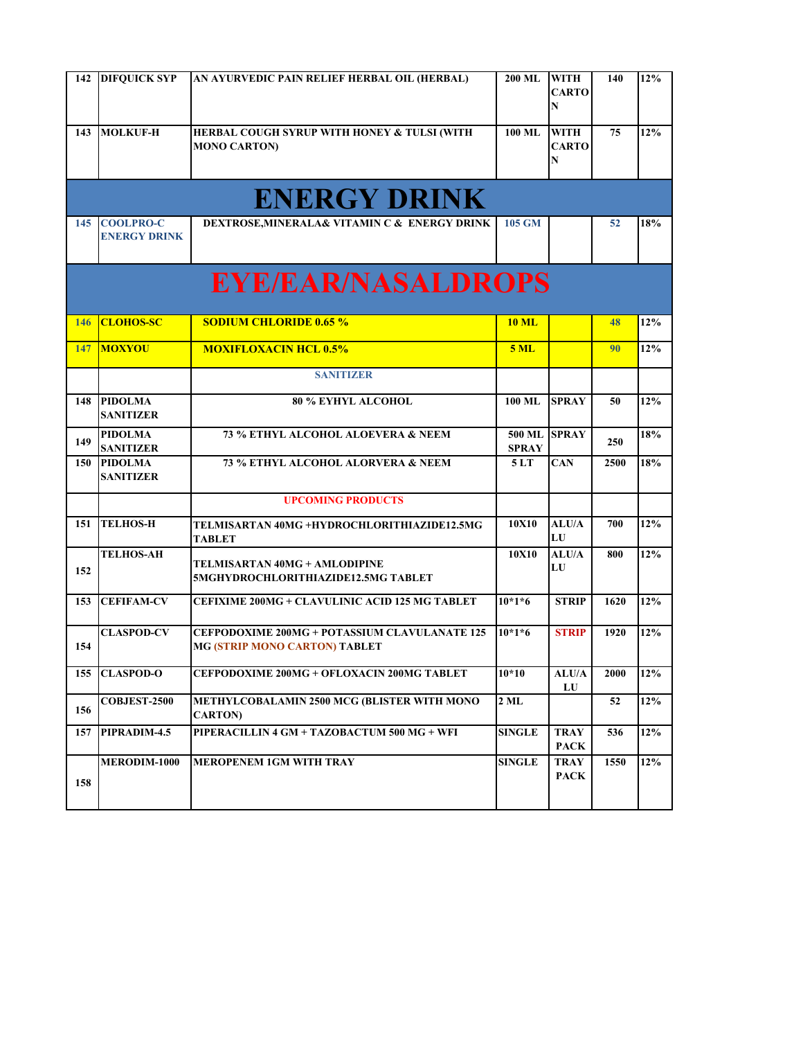| | | | | | | |
|---|---|---|---|---|---|---|
| 142 | DIFQUICK SYP | AN AYURVEDIC PAIN RELIEF HERBAL OIL (HERBAL) | 200 ML | WITH CARTON | 140 | 12% |
| 143 | MOLKUF-H | HERBAL COUGH SYRUP WITH HONEY & TULSI (WITH MONO CARTON) | 100 ML | WITH CARTON | 75 | 12% |
| **ENERGY DRINK** | | | | | | |
| 145 | COOLPRO-C ENERGY DRINK | DEXTROSE,MINERALA& VITAMIN C & ENERGY DRINK | 105 GM | | 52 | 18% |
| **EYE/EAR/NASALDROPS** | | | | | | |
| 146 | CLOHOS-SC | SODIUM CHLORIDE 0.65 % | 10 ML | | 48 | 12% |
| 147 | MOXYOU | MOXIFLOXACIN HCL 0.5% | 5 ML | | 90 | 12% |
| | | SANITIZER | | | | |
| 148 | PIDOLMA SANITIZER | 80 % EYHYL ALCOHOL | 100 ML | SPRAY | 50 | 12% |
| 149 | PIDOLMA SANITIZER | 73 % ETHYL ALCOHOL ALOEVERA & NEEM | 500 ML SPRAY | SPRAY | 250 | 18% |
| 150 | PIDOLMA SANITIZER | 73 % ETHYL ALCOHOL ALORVERA & NEEM | 5 LT | CAN | 2500 | 18% |
| | | UPCOMING PRODUCTS | | | | |
| 151 | TELHOS-H | TELMISARTAN 40MG +HYDROCHLORITHIAZIDE12.5MG TABLET | 10X10 | ALU/ALU | 700 | 12% |
| 152 | TELHOS-AH | TELMISARTAN 40MG + AMLODIPINE 5MGHYDROCHLORITHIAZIDE12.5MG TABLET | 10X10 | ALU/ALU | 800 | 12% |
| 153 | CEFIFAM-CV | CEFIXIME 200MG + CLAVULINIC ACID 125 MG TABLET | 10*1*6 | STRIP | 1620 | 12% |
| 154 | CLASPOD-CV | CEFPODOXIME 200MG + POTASSIUM CLAVULANATE 125 MG (STRIP MONO CARTON) TABLET | 10*1*6 | STRIP | 1920 | 12% |
| 155 | CLASPOD-O | CEFPODOXIME 200MG + OFLOXACIN 200MG TABLET | 10*10 | ALU/ALU | 2000 | 12% |
| 156 | COBJEST-2500 | METHYLCOBALAMIN 2500 MCG (BLISTER WITH MONO CARTON) | 2 ML | | 52 | 12% |
| 157 | PIPRADIM-4.5 | PIPERACILLIN 4 GM + TAZOBACTUM 500 MG + WFI | SINGLE | TRAY PACK | 536 | 12% |
| 158 | MERODIM-1000 | MEROPENEM 1GM WITH TRAY | SINGLE | TRAY PACK | 1550 | 12% |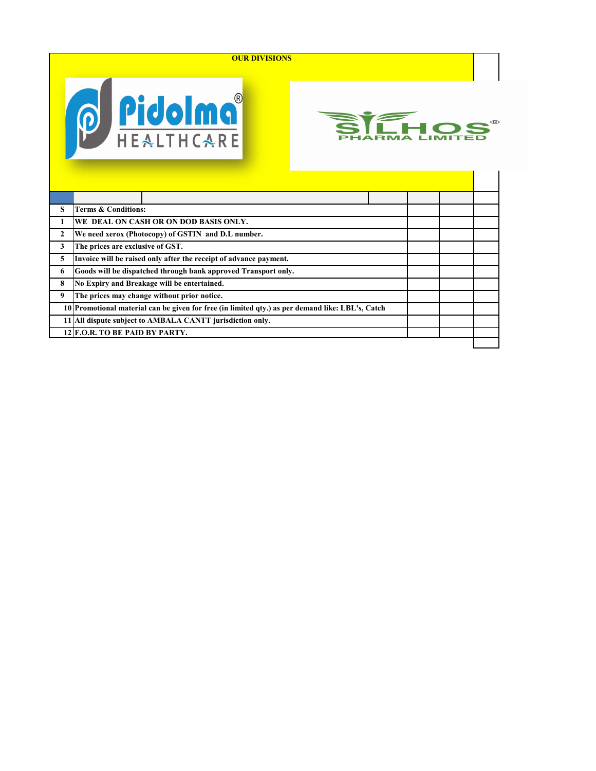**OUR DIVISIONS**

Pidolma® HEALTHCARE

SILHOS® PHARMA LIMITED

| S | Terms & Conditions: |
|---|---|
| 1 | WE DEAL ON CASH OR ON DOD BASIS ONLY. |
| 2 | We need xerox (Photocopy) of GSTIN and D.L number. |
| 3 | The prices are exclusive of GST. |
| 5 | Invoice will be raised only after the receipt of advance payment. |
| 6 | Goods will be dispatched through bank approved Transport only. |
| 8 | No Expiry and Breakage will be entertained. |
| 9 | The prices may change without prior notice. |
| 10 | Promotional material can be given for free (in limited qty.) as per demand like: LBL's, Catch |
| 11 | All dispute subject to AMBALA CANTT jurisdiction only. |
| 12 | F.O.R. TO BE PAID BY PARTY. |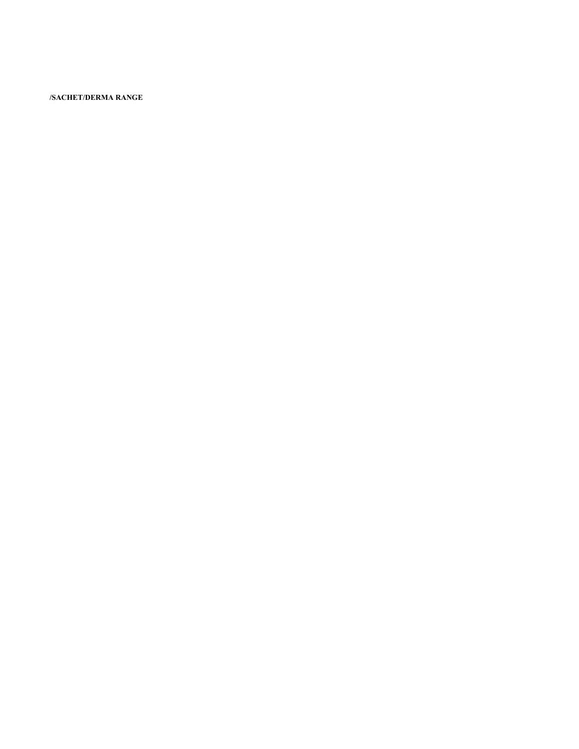**/SACHET/DERMA RANGE**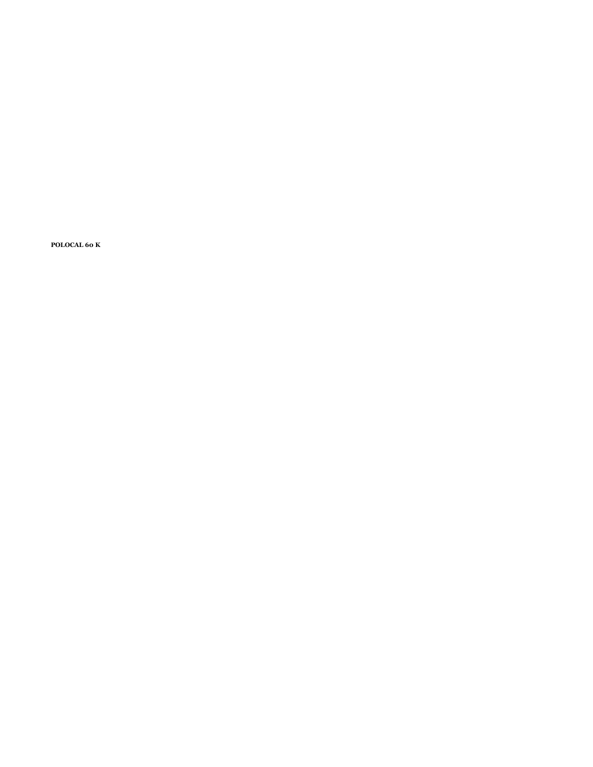**POLOCAL 60 K**